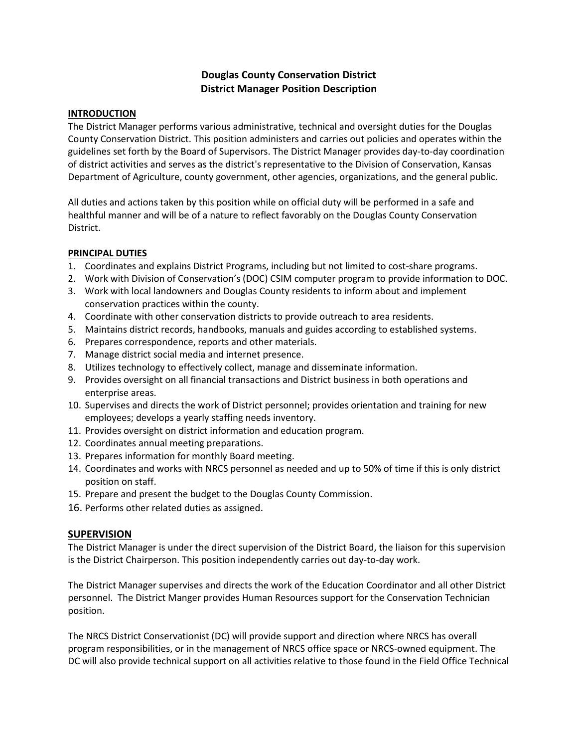# Douglas County Conservation District
# District Manager Position Description

## INTRODUCTION

The District Manager performs various administrative, technical and oversight duties for the Douglas County Conservation District. This position administers and carries out policies and operates within the guidelines set forth by the Board of Supervisors. The District Manager provides day-to-day coordination of district activities and serves as the district's representative to the Division of Conservation, Kansas Department of Agriculture, county government, other agencies, organizations, and the general public.

All duties and actions taken by this position while on official duty will be performed in a safe and healthful manner and will be of a nature to reflect favorably on the Douglas County Conservation District.

## PRINCIPAL DUTIES

1. Coordinates and explains District Programs, including but not limited to cost-share programs.
2. Work with Division of Conservation's (DOC) CSIM computer program to provide information to DOC.
3. Work with local landowners and Douglas County residents to inform about and implement conservation practices within the county.
4. Coordinate with other conservation districts to provide outreach to area residents.
5. Maintains district records, handbooks, manuals and guides according to established systems.
6. Prepares correspondence, reports and other materials.
7. Manage district social media and internet presence.
8. Utilizes technology to effectively collect, manage and disseminate information.
9. Provides oversight on all financial transactions and District business in both operations and enterprise areas.
10. Supervises and directs the work of District personnel; provides orientation and training for new employees; develops a yearly staffing needs inventory.
11. Provides oversight on district information and education program.
12. Coordinates annual meeting preparations.
13. Prepares information for monthly Board meeting.
14. Coordinates and works with NRCS personnel as needed and up to 50% of time if this is only district position on staff.
15. Prepare and present the budget to the Douglas County Commission.
16. Performs other related duties as assigned.

## SUPERVISION

The District Manager is under the direct supervision of the District Board, the liaison for this supervision is the District Chairperson. This position independently carries out day-to-day work.

The District Manager supervises and directs the work of the Education Coordinator and all other District personnel. The District Manger provides Human Resources support for the Conservation Technician position.

The NRCS District Conservationist (DC) will provide support and direction where NRCS has overall program responsibilities, or in the management of NRCS office space or NRCS-owned equipment. The DC will also provide technical support on all activities relative to those found in the Field Office Technical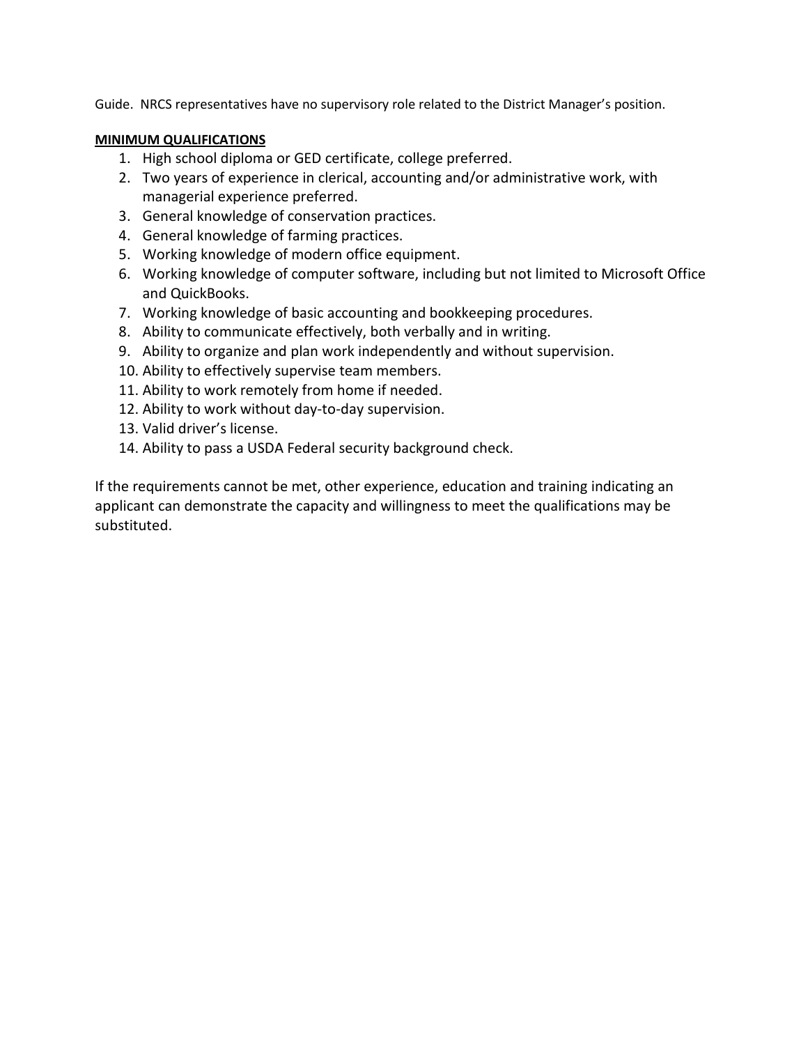Guide. NRCS representatives have no supervisory role related to the District Manager's position.

**MINIMUM QUALIFICATIONS**

1. High school diploma or GED certificate, college preferred.
2. Two years of experience in clerical, accounting and/or administrative work, with managerial experience preferred.
3. General knowledge of conservation practices.
4. General knowledge of farming practices.
5. Working knowledge of modern office equipment.
6. Working knowledge of computer software, including but not limited to Microsoft Office and QuickBooks.
7. Working knowledge of basic accounting and bookkeeping procedures.
8. Ability to communicate effectively, both verbally and in writing.
9. Ability to organize and plan work independently and without supervision.
10. Ability to effectively supervise team members.
11. Ability to work remotely from home if needed.
12. Ability to work without day-to-day supervision.
13. Valid driver's license.
14. Ability to pass a USDA Federal security background check.

If the requirements cannot be met, other experience, education and training indicating an applicant can demonstrate the capacity and willingness to meet the qualifications may be substituted.